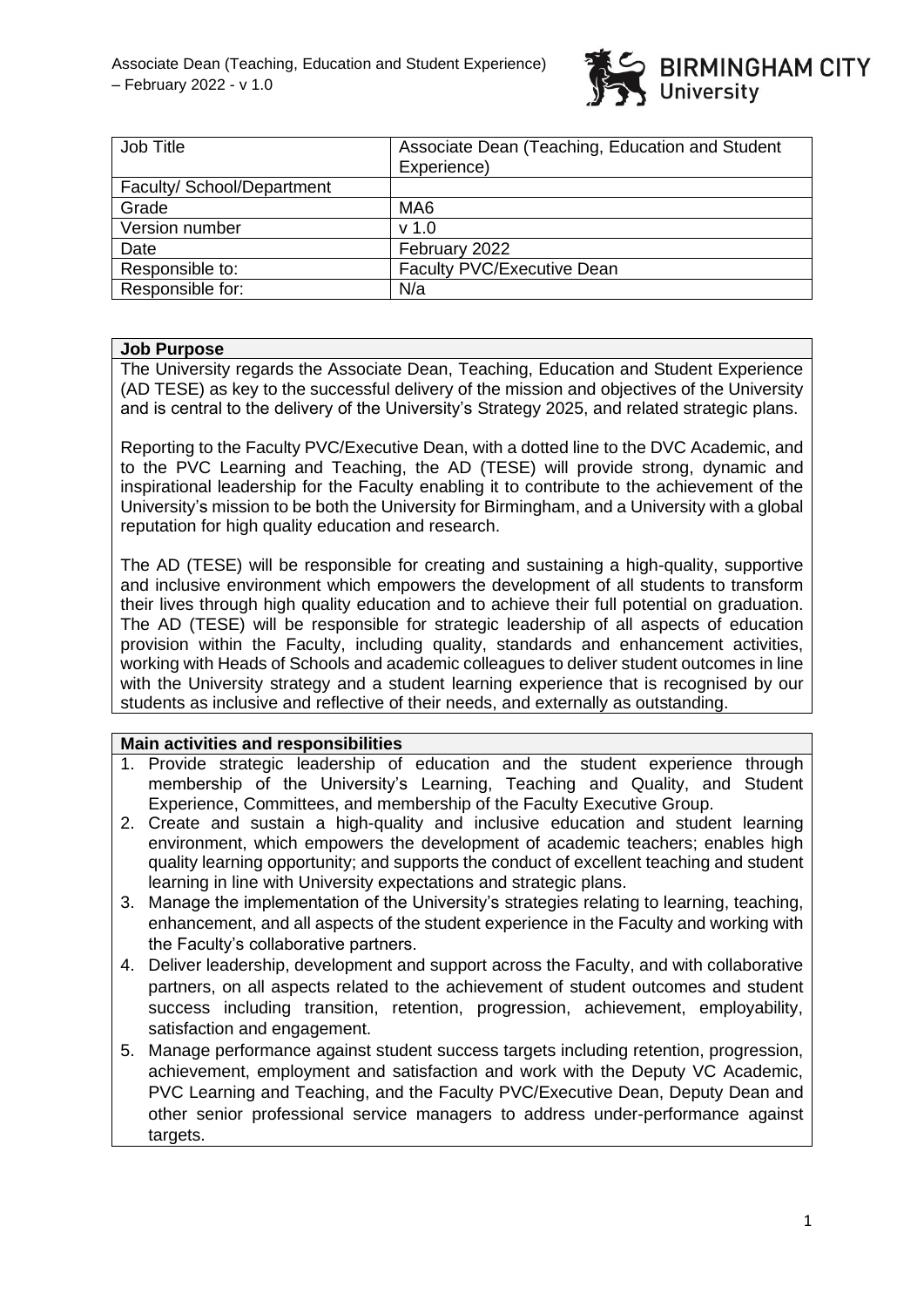| Job Title | Associate Dean (Teaching, Education and Student Experience) |
|---|---|
| Faculty/ School/Department | |
| Grade | MA6 |
| Version number | v 1.0 |
| Date | February 2022 |
| Responsible to: | Faculty PVC/Executive Dean |
| Responsible for: | N/a |

**Job Purpose**

The University regards the Associate Dean, Teaching, Education and Student Experience (AD TESE) as key to the successful delivery of the mission and objectives of the University and is central to the delivery of the University's Strategy 2025, and related strategic plans.

Reporting to the Faculty PVC/Executive Dean, with a dotted line to the DVC Academic, and to the PVC Learning and Teaching, the AD (TESE) will provide strong, dynamic and inspirational leadership for the Faculty enabling it to contribute to the achievement of the University's mission to be both the University for Birmingham, and a University with a global reputation for high quality education and research.

The AD (TESE) will be responsible for creating and sustaining a high-quality, supportive and inclusive environment which empowers the development of all students to transform their lives through high quality education and to achieve their full potential on graduation. The AD (TESE) will be responsible for strategic leadership of all aspects of education provision within the Faculty, including quality, standards and enhancement activities, working with Heads of Schools and academic colleagues to deliver student outcomes in line with the University strategy and a student learning experience that is recognised by our students as inclusive and reflective of their needs, and externally as outstanding.

**Main activities and responsibilities**

1. Provide strategic leadership of education and the student experience through membership of the University's Learning, Teaching and Quality, and Student Experience, Committees, and membership of the Faculty Executive Group.
2. Create and sustain a high-quality and inclusive education and student learning environment, which empowers the development of academic teachers; enables high quality learning opportunity; and supports the conduct of excellent teaching and student learning in line with University expectations and strategic plans.
3. Manage the implementation of the University's strategies relating to learning, teaching, enhancement, and all aspects of the student experience in the Faculty and working with the Faculty's collaborative partners.
4. Deliver leadership, development and support across the Faculty, and with collaborative partners, on all aspects related to the achievement of student outcomes and student success including transition, retention, progression, achievement, employability, satisfaction and engagement.
5. Manage performance against student success targets including retention, progression, achievement, employment and satisfaction and work with the Deputy VC Academic, PVC Learning and Teaching, and the Faculty PVC/Executive Dean, Deputy Dean and other senior professional service managers to address under-performance against targets.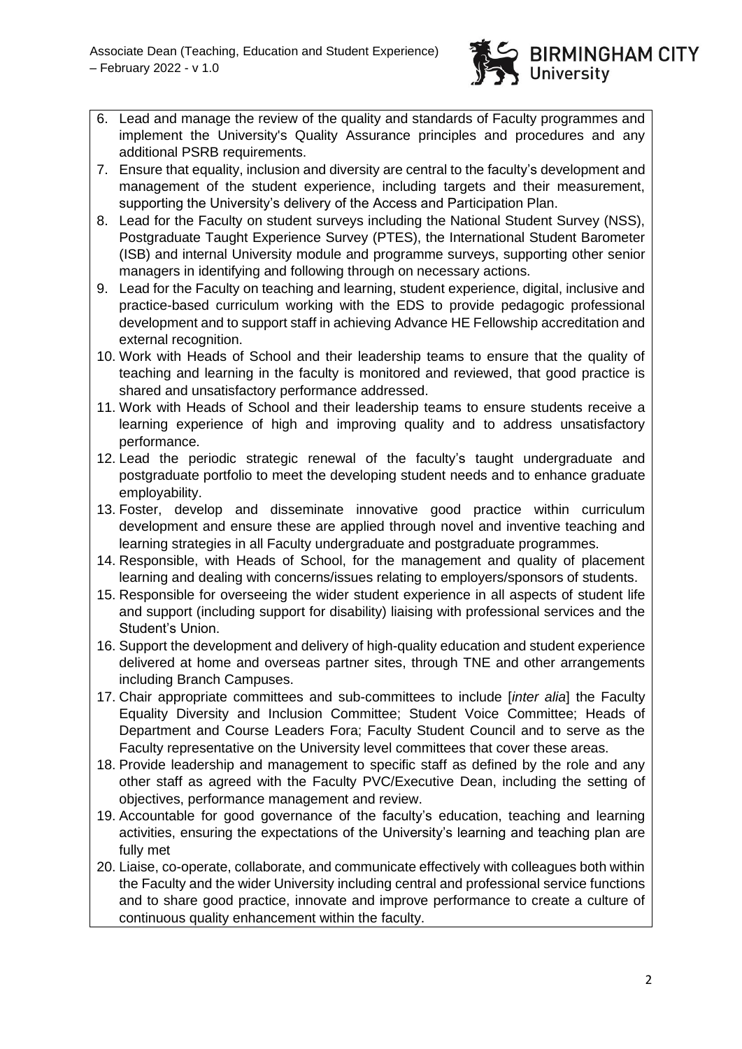6. Lead and manage the review of the quality and standards of Faculty programmes and implement the University's Quality Assurance principles and procedures and any additional PSRB requirements.
7. Ensure that equality, inclusion and diversity are central to the faculty's development and management of the student experience, including targets and their measurement, supporting the University's delivery of the Access and Participation Plan.
8. Lead for the Faculty on student surveys including the National Student Survey (NSS), Postgraduate Taught Experience Survey (PTES), the International Student Barometer (ISB) and internal University module and programme surveys, supporting other senior managers in identifying and following through on necessary actions.
9. Lead for the Faculty on teaching and learning, student experience, digital, inclusive and practice-based curriculum working with the EDS to provide pedagogic professional development and to support staff in achieving Advance HE Fellowship accreditation and external recognition.
10. Work with Heads of School and their leadership teams to ensure that the quality of teaching and learning in the faculty is monitored and reviewed, that good practice is shared and unsatisfactory performance addressed.
11. Work with Heads of School and their leadership teams to ensure students receive a learning experience of high and improving quality and to address unsatisfactory performance.
12. Lead the periodic strategic renewal of the faculty's taught undergraduate and postgraduate portfolio to meet the developing student needs and to enhance graduate employability.
13. Foster, develop and disseminate innovative good practice within curriculum development and ensure these are applied through novel and inventive teaching and learning strategies in all Faculty undergraduate and postgraduate programmes.
14. Responsible, with Heads of School, for the management and quality of placement learning and dealing with concerns/issues relating to employers/sponsors of students.
15. Responsible for overseeing the wider student experience in all aspects of student life and support (including support for disability) liaising with professional services and the Student's Union.
16. Support the development and delivery of high-quality education and student experience delivered at home and overseas partner sites, through TNE and other arrangements including Branch Campuses.
17. Chair appropriate committees and sub-committees to include [*inter alia*] the Faculty Equality Diversity and Inclusion Committee; Student Voice Committee; Heads of Department and Course Leaders Fora; Faculty Student Council and to serve as the Faculty representative on the University level committees that cover these areas.
18. Provide leadership and management to specific staff as defined by the role and any other staff as agreed with the Faculty PVC/Executive Dean, including the setting of objectives, performance management and review.
19. Accountable for good governance of the faculty's education, teaching and learning activities, ensuring the expectations of the University's learning and teaching plan are fully met
20. Liaise, co-operate, collaborate, and communicate effectively with colleagues both within the Faculty and the wider University including central and professional service functions and to share good practice, innovate and improve performance to create a culture of continuous quality enhancement within the faculty.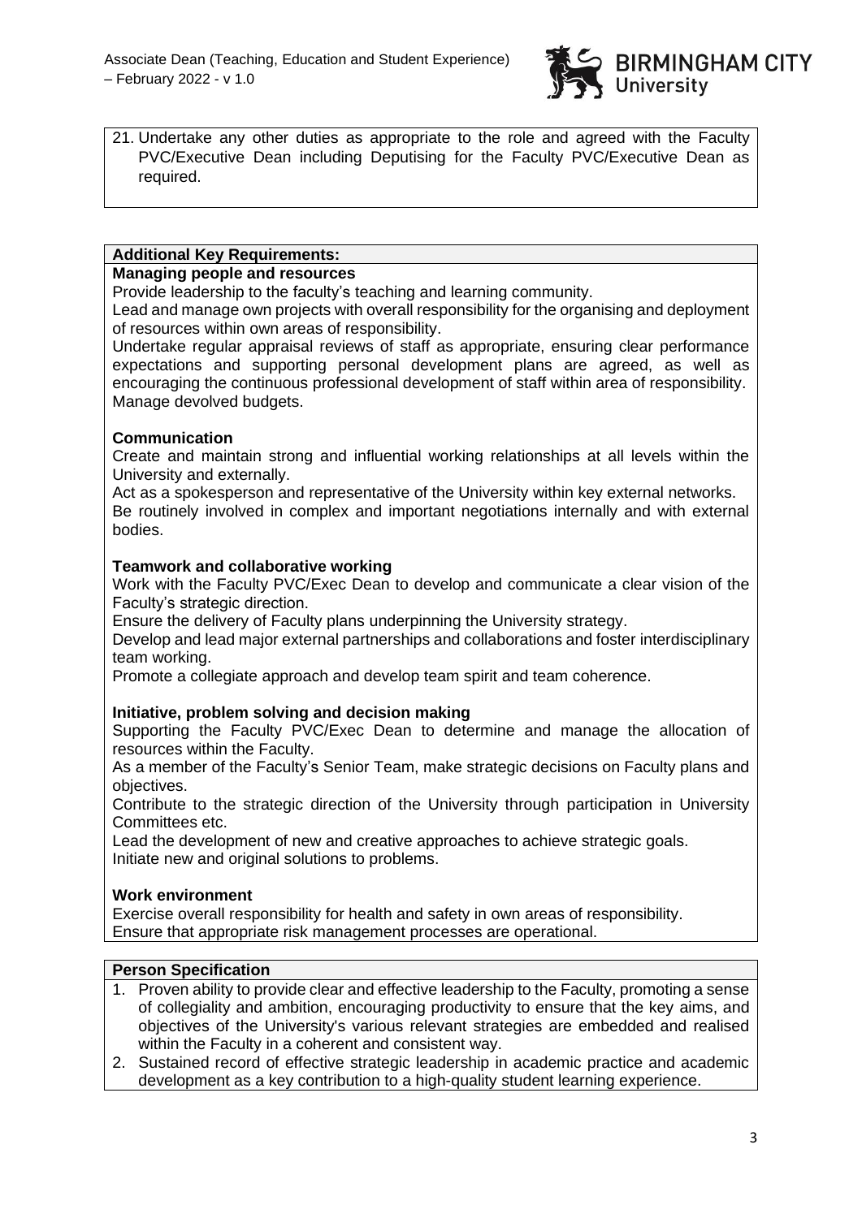21. Undertake any other duties as appropriate to the role and agreed with the Faculty PVC/Executive Dean including Deputising for the Faculty PVC/Executive Dean as required.

## Additional Key Requirements:

**Managing people and resources**

Provide leadership to the faculty's teaching and learning community.

Lead and manage own projects with overall responsibility for the organising and deployment of resources within own areas of responsibility.

Undertake regular appraisal reviews of staff as appropriate, ensuring clear performance expectations and supporting personal development plans are agreed, as well as encouraging the continuous professional development of staff within area of responsibility.

Manage devolved budgets.

**Communication**

Create and maintain strong and influential working relationships at all levels within the University and externally.

Act as a spokesperson and representative of the University within key external networks.

Be routinely involved in complex and important negotiations internally and with external bodies.

**Teamwork and collaborative working**

Work with the Faculty PVC/Exec Dean to develop and communicate a clear vision of the Faculty's strategic direction.

Ensure the delivery of Faculty plans underpinning the University strategy.

Develop and lead major external partnerships and collaborations and foster interdisciplinary team working.

Promote a collegiate approach and develop team spirit and team coherence.

**Initiative, problem solving and decision making**

Supporting the Faculty PVC/Exec Dean to determine and manage the allocation of resources within the Faculty.

As a member of the Faculty's Senior Team, make strategic decisions on Faculty plans and objectives.

Contribute to the strategic direction of the University through participation in University Committees etc.

Lead the development of new and creative approaches to achieve strategic goals.

Initiate new and original solutions to problems.

**Work environment**

Exercise overall responsibility for health and safety in own areas of responsibility.

Ensure that appropriate risk management processes are operational.

## Person Specification

1. Proven ability to provide clear and effective leadership to the Faculty, promoting a sense of collegiality and ambition, encouraging productivity to ensure that the key aims, and objectives of the University's various relevant strategies are embedded and realised within the Faculty in a coherent and consistent way.
2. Sustained record of effective strategic leadership in academic practice and academic development as a key contribution to a high-quality student learning experience.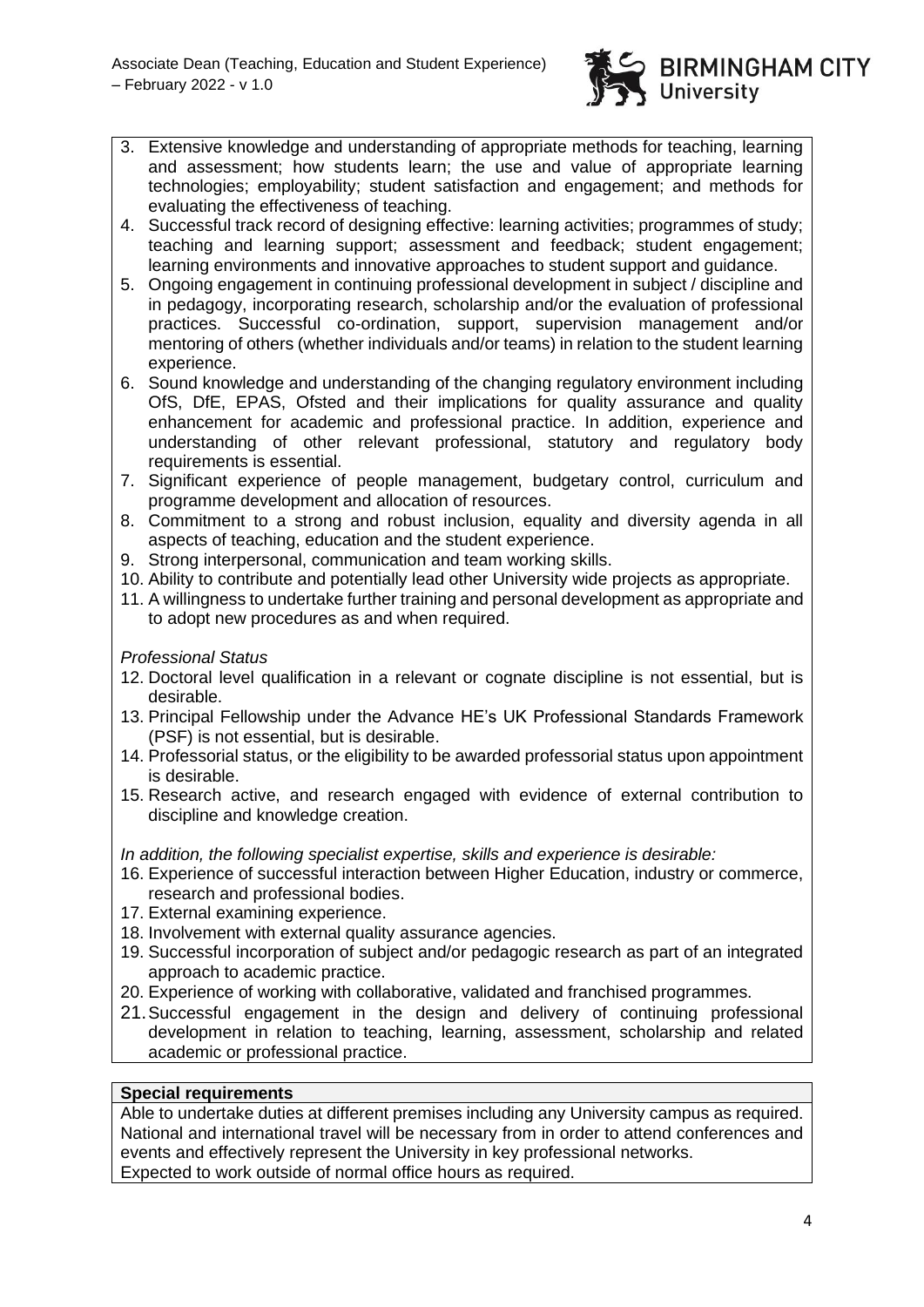3. Extensive knowledge and understanding of appropriate methods for teaching, learning and assessment; how students learn; the use and value of appropriate learning technologies; employability; student satisfaction and engagement; and methods for evaluating the effectiveness of teaching.
4. Successful track record of designing effective: learning activities; programmes of study; teaching and learning support; assessment and feedback; student engagement; learning environments and innovative approaches to student support and guidance.
5. Ongoing engagement in continuing professional development in subject / discipline and in pedagogy, incorporating research, scholarship and/or the evaluation of professional practices. Successful co-ordination, support, supervision management and/or mentoring of others (whether individuals and/or teams) in relation to the student learning experience.
6. Sound knowledge and understanding of the changing regulatory environment including OfS, DfE, EPAS, Ofsted and their implications for quality assurance and quality enhancement for academic and professional practice. In addition, experience and understanding of other relevant professional, statutory and regulatory body requirements is essential.
7. Significant experience of people management, budgetary control, curriculum and programme development and allocation of resources.
8. Commitment to a strong and robust inclusion, equality and diversity agenda in all aspects of teaching, education and the student experience.
9. Strong interpersonal, communication and team working skills.
10. Ability to contribute and potentially lead other University wide projects as appropriate.
11. A willingness to undertake further training and personal development as appropriate and to adopt new procedures as and when required.

*Professional Status*

12. Doctoral level qualification in a relevant or cognate discipline is not essential, but is desirable.
13. Principal Fellowship under the Advance HE's UK Professional Standards Framework (PSF) is not essential, but is desirable.
14. Professorial status, or the eligibility to be awarded professorial status upon appointment is desirable.
15. Research active, and research engaged with evidence of external contribution to discipline and knowledge creation.

*In addition, the following specialist expertise, skills and experience is desirable:*

16. Experience of successful interaction between Higher Education, industry or commerce, research and professional bodies.
17. External examining experience.
18. Involvement with external quality assurance agencies.
19. Successful incorporation of subject and/or pedagogic research as part of an integrated approach to academic practice.
20. Experience of working with collaborative, validated and franchised programmes.
21. Successful engagement in the design and delivery of continuing professional development in relation to teaching, learning, assessment, scholarship and related academic or professional practice.

**Special requirements**

Able to undertake duties at different premises including any University campus as required. National and international travel will be necessary from in order to attend conferences and events and effectively represent the University in key professional networks.
Expected to work outside of normal office hours as required.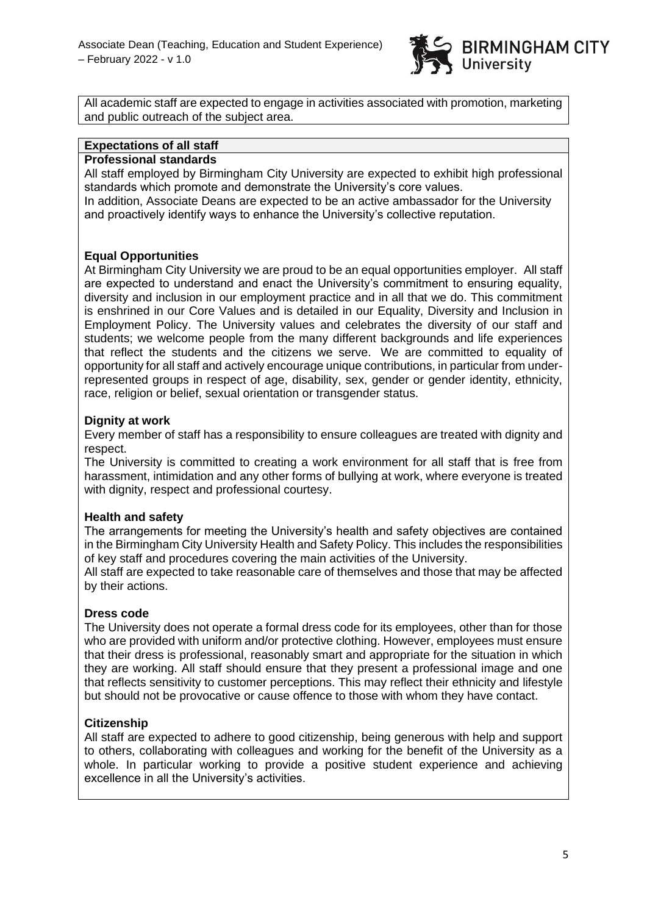All academic staff are expected to engage in activities associated with promotion, marketing and public outreach of the subject area.

## Expectations of all staff

### Professional standards

All staff employed by Birmingham City University are expected to exhibit high professional standards which promote and demonstrate the University's core values.
In addition, Associate Deans are expected to be an active ambassador for the University and proactively identify ways to enhance the University's collective reputation.

### Equal Opportunities

At Birmingham City University we are proud to be an equal opportunities employer. All staff are expected to understand and enact the University's commitment to ensuring equality, diversity and inclusion in our employment practice and in all that we do. This commitment is enshrined in our Core Values and is detailed in our Equality, Diversity and Inclusion in Employment Policy. The University values and celebrates the diversity of our staff and students; we welcome people from the many different backgrounds and life experiences that reflect the students and the citizens we serve. We are committed to equality of opportunity for all staff and actively encourage unique contributions, in particular from under-represented groups in respect of age, disability, sex, gender or gender identity, ethnicity, race, religion or belief, sexual orientation or transgender status.

### Dignity at work

Every member of staff has a responsibility to ensure colleagues are treated with dignity and respect.
The University is committed to creating a work environment for all staff that is free from harassment, intimidation and any other forms of bullying at work, where everyone is treated with dignity, respect and professional courtesy.

### Health and safety

The arrangements for meeting the University's health and safety objectives are contained in the Birmingham City University Health and Safety Policy. This includes the responsibilities of key staff and procedures covering the main activities of the University.
All staff are expected to take reasonable care of themselves and those that may be affected by their actions.

### Dress code

The University does not operate a formal dress code for its employees, other than for those who are provided with uniform and/or protective clothing. However, employees must ensure that their dress is professional, reasonably smart and appropriate for the situation in which they are working. All staff should ensure that they present a professional image and one that reflects sensitivity to customer perceptions. This may reflect their ethnicity and lifestyle but should not be provocative or cause offence to those with whom they have contact.

### Citizenship

All staff are expected to adhere to good citizenship, being generous with help and support to others, collaborating with colleagues and working for the benefit of the University as a whole. In particular working to provide a positive student experience and achieving excellence in all the University's activities.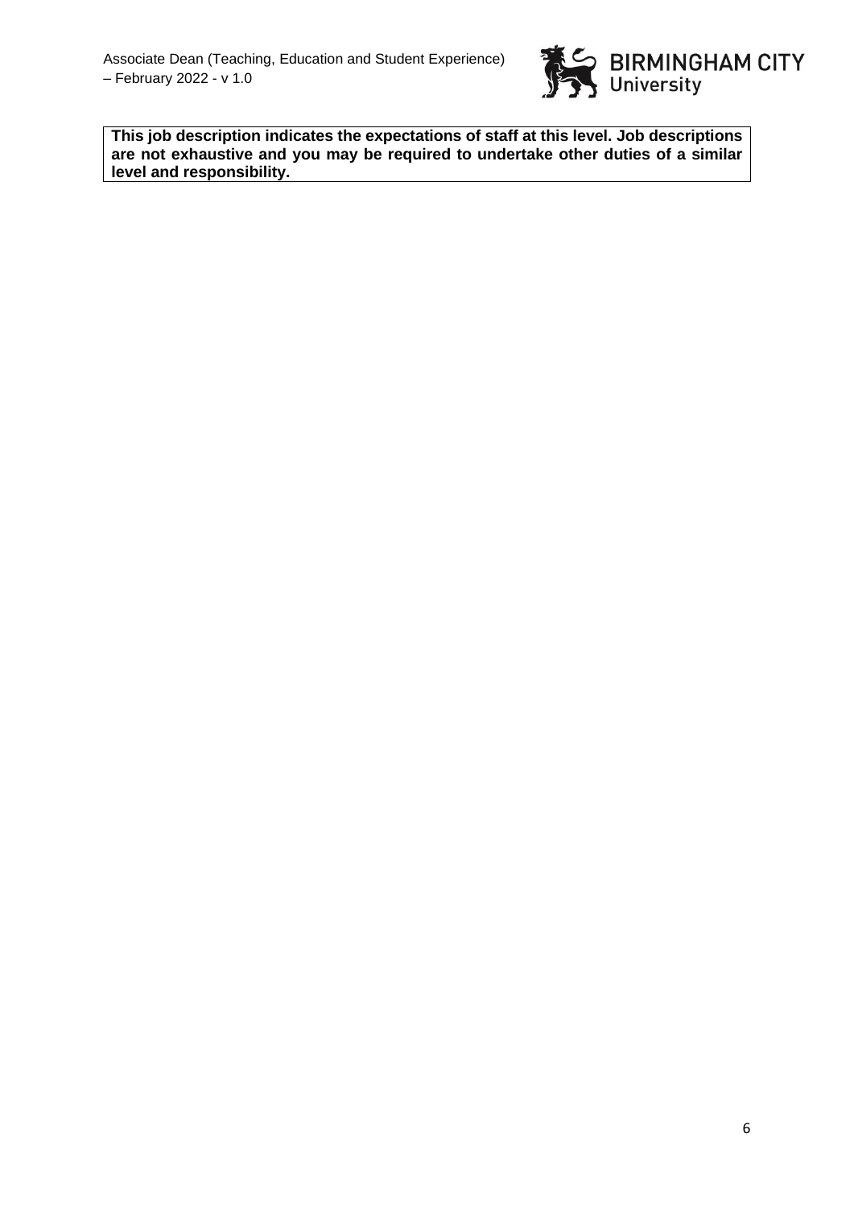**This job description indicates the expectations of staff at this level. Job descriptions are not exhaustive and you may be required to undertake other duties of a similar level and responsibility.**